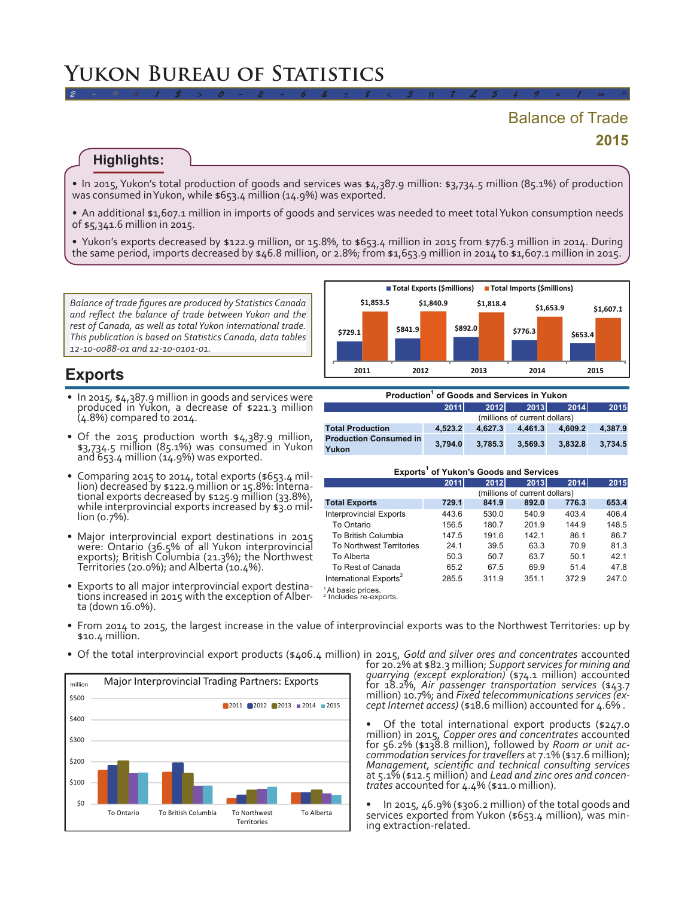# Yukon Bureau of Statistics

## Balance of Trade
## 2015

### Highlights:

- In 2015, Yukon's total production of goods and services was $4,387.9 million: $3,734.5 million (85.1%) of production was consumed in Yukon, while $653.4 million (14.9%) was exported.
- An additional $1,607.1 million in imports of goods and services was needed to meet total Yukon consumption needs of $5,341.6 million in 2015.
- Yukon's exports decreased by $122.9 million, or 15.8%, to $653.4 million in 2015 from $776.3 million in 2014. During the same period, imports decreased by $46.8 million, or 2.8%; from $1,653.9 million in 2014 to $1,607.1 million in 2015.

*Balance of trade figures are produced by Statistics Canada and reflect the balance of trade between Yukon and the rest of Canada, as well as total Yukon international trade. This publication is based on Statistics Canada, data tables 12-10-0088-01 and 12-10-0101-01.*

| | 2011 | 2012 | 2013 | 2014 | 2015 |
|---|---|---|---|---|---|
| Total Exports ($millions) | $729.1 | $841.9 | $892.0 | $776.3 | $653.4 |
| Total Imports ($millions) | $1,853.5 | $1,840.9 | $1,818.4 | $1,653.9 | $1,607.1 |

## Exports

- In 2015, $4,387.9 million in goods and services were produced in Yukon, a decrease of $221.3 million (4.8%) compared to 2014.
- Of the 2015 production worth $4,387.9 million, $3,734.5 million (85.1%) was consumed in Yukon and 653.4 million (14.9%) was exported.
- Comparing 2015 to 2014, total exports ($653.4 million) decreased by $122.9 million or 15.8%: International exports decreased by $125.9 million (33.8%), while interprovincial exports increased by $3.0 million (0.7%).
- Major interprovincial export destinations in 2015 were: Ontario (36.5% of all Yukon interprovincial exports); British Columbia (21.3%); the Northwest Territories (20.0%); and Alberta (10.4%).
- Exports to all major interprovincial export destinations increased in 2015 with the exception of Alberta (down 16.0%).

**Production[1] of Goods and Services in Yukon**

| | 2011 | 2012 | 2013 | 2014 | 2015 |
|---|---|---|---|---|---|
| | (millions of current dollars) | | | | |
| **Total Production** | 4,523.2 | 4,627.3 | 4,461.3 | 4,609.2 | 4,387.9 |
| **Production Consumed in Yukon** | 3,794.0 | 3,785.3 | 3,569.3 | 3,832.8 | 3,734.5 |

**Exports[1] of Yukon's Goods and Services**

| | 2011 | 2012 | 2013 | 2014 | 2015 |
|---|---|---|---|---|---|
| | (millions of current dollars) | | | | |
| **Total Exports** | 729.1 | 841.9 | 892.0 | 776.3 | 653.4 |
| Interprovincial Exports | 443.6 | 530.0 | 540.9 | 403.4 | 406.4 |
| To Ontario | 156.5 | 180.7 | 201.9 | 144.9 | 148.5 |
| To British Columbia | 147.5 | 191.6 | 142.1 | 86.1 | 86.7 |
| To Northwest Territories | 24.1 | 39.5 | 63.3 | 70.9 | 81.3 |
| To Alberta | 50.3 | 50.7 | 63.7 | 50.1 | 42.1 |
| To Rest of Canada | 65.2 | 67.5 | 69.9 | 51.4 | 47.8 |
| International Exports[2] | 285.5 | 311.9 | 351.1 | 372.9 | 247.0 |

[1] At basic prices.
[2] Includes re-exports.

- From 2014 to 2015, the largest increase in the value of interprovincial exports was to the Northwest Territories: up by $10.4 million.
- Of the total interprovincial export products ($406.4 million) in 2015, *Gold and silver ores and concentrates* accounted for 20.2% at $82.3 million; *Support services for mining and quarrying (except exploration)* ($74.1 million) accounted for 18.2%, *Air passenger transportation services* ($43.7 million) 10.7%; and *Fixed telecommunications services (except Internet access)* ($18.6 million) accounted for 4.6% .

**Major Interprovincial Trading Partners: Exports**

- Of the total international export products ($247.0 million) in 2015, *Copper ores and concentrates* accounted for 56.2% ($138.8 million), followed by *Room or unit accommodation services for travellers* at 7.1% ($17.6 million); *Management, scientific and technical consulting services* at 5.1% ($12.5 million) and *Lead and zinc ores and concentrates* accounted for 4.4% ($11.0 million).
- In 2015, 46.9% ($306.2 million) of the total goods and services exported from Yukon ($653.4 million), was mining extraction-related.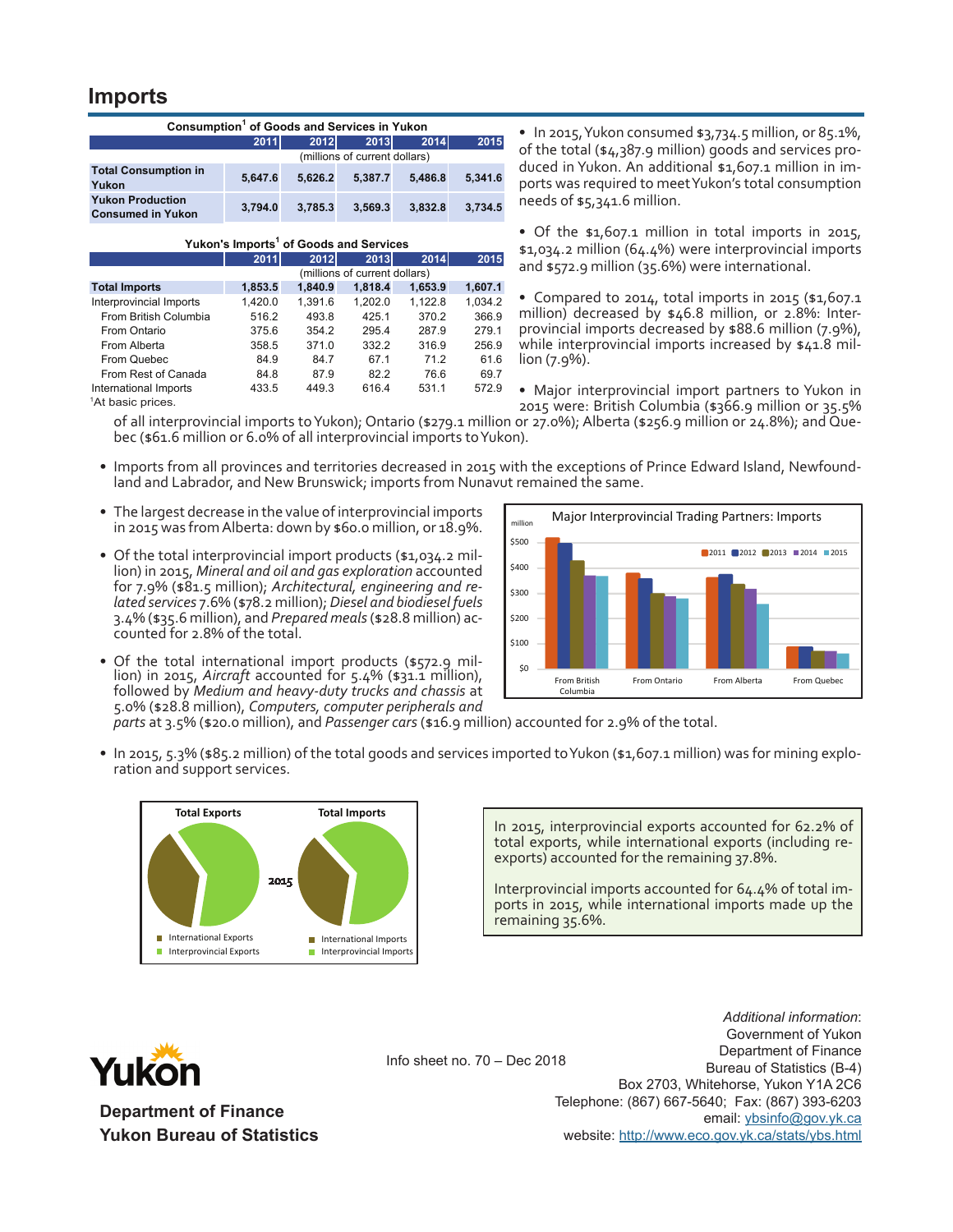## Imports

**Consumption[1] of Goods and Services in Yukon**

| | 2011 | 2012 | 2013 | 2014 | 2015 |
|---|---|---|---|---|---|
| | (millions of current dollars) | | | | |
| **Total Consumption in Yukon** | **5,647.6** | **5,626.2** | **5,387.7** | **5,486.8** | **5,341.6** |
| **Yukon Production Consumed in Yukon** | **3,794.0** | **3,785.3** | **3,569.3** | **3,832.8** | **3,734.5** |

**Yukon's Imports[1] of Goods and Services**

| | 2011 | 2012 | 2013 | 2014 | 2015 |
|---|---|---|---|---|---|
| | (millions of current dollars) | | | | |
| **Total Imports** | **1,853.5** | **1,840.9** | **1,818.4** | **1,653.9** | **1,607.1** |
| Interprovincial Imports | 1,420.0 | 1,391.6 | 1,202.0 | 1,122.8 | 1,034.2 |
| From British Columbia | 516.2 | 493.8 | 425.1 | 370.2 | 366.9 |
| From Ontario | 375.6 | 354.2 | 295.4 | 287.9 | 279.1 |
| From Alberta | 358.5 | 371.0 | 332.2 | 316.9 | 256.9 |
| From Quebec | 84.9 | 84.7 | 67.1 | 71.2 | 61.6 |
| From Rest of Canada | 84.8 | 87.9 | 82.2 | 76.6 | 69.7 |
| International Imports | 433.5 | 449.3 | 616.4 | 531.1 | 572.9 |

[1]At basic prices.

- In 2015, Yukon consumed $3,734.5 million, or 85.1%, of the total ($4,387.9 million) goods and services produced in Yukon. An additional $1,607.1 million in imports was required to meet Yukon's total consumption needs of $5,341.6 million.
- Of the $1,607.1 million in total imports in 2015, $1,034.2 million (64.4%) were interprovincial imports and $572.9 million (35.6%) were international.
- Compared to 2014, total imports in 2015 ($1,607.1 million) decreased by $46.8 million, or 2.8%: Interprovincial imports decreased by $88.6 million (7.9%), while interprovincial imports increased by $41.8 million (7.9%).
- Major interprovincial import partners to Yukon in 2015 were: British Columbia ($366.9 million or 35.5% of all interprovincial imports to Yukon); Ontario ($279.1 million or 27.0%); Alberta ($256.9 million or 24.8%); and Quebec ($61.6 million or 6.0% of all interprovincial imports to Yukon).
- Imports from all provinces and territories decreased in 2015 with the exceptions of Prince Edward Island, Newfoundland and Labrador, and New Brunswick; imports from Nunavut remained the same.
- The largest decrease in the value of interprovincial imports in 2015 was from Alberta: down by $60.0 million, or 18.9%.
- Of the total interprovincial import products ($1,034.2 million) in 2015, *Mineral and oil and gas exploration* accounted for 7.9% ($81.5 million); *Architectural, engineering and related services* 7.6% ($78.2 million); *Diesel and biodiesel fuels* 3.4% ($35.6 million), and *Prepared meals* ($28.8 million) accounted for 2.8% of the total.
- Of the total international import products ($572.9 million) in 2015, *Aircraft* accounted for 5.4% ($31.1 million), followed by *Medium and heavy-duty trucks and chassis* at 5.0% ($28.8 million), *Computers, computer peripherals and parts* at 3.5% ($20.0 million), and *Passenger cars* ($16.9 million) accounted for 2.9% of the total.

Major Interprovincial Trading Partners: Imports

million

$500
$400
$300
$200
$100
$0

2011 2012 2013 2014 2015

From British Columbia
From Ontario
From Alberta
From Quebec

- In 2015, 5.3% ($85.2 million) of the total goods and services imported to Yukon ($1,607.1 million) was for mining exploration and support services.

Total Exports

Total Imports

2015

International Exports
Interprovincial Exports

International Imports
Interprovincial Imports

In 2015, interprovincial exports accounted for 62.2% of total exports, while international exports (including re-exports) accounted for the remaining 37.8%.

Interprovincial imports accounted for 64.4% of total imports in 2015, while international imports made up the remaining 35.6%.

Yukon

**Department of Finance**
**Yukon Bureau of Statistics**

Info sheet no. 70 – Dec 2018

*Additional information*:
Government of Yukon
Department of Finance
Bureau of Statistics (B-4)
Box 2703, Whitehorse, Yukon Y1A 2C6
Telephone: (867) 667-5640; Fax: (867) 393-6203
email: ybsinfo@gov.yk.ca
website: http://www.eco.gov.yk.ca/stats/ybs.html